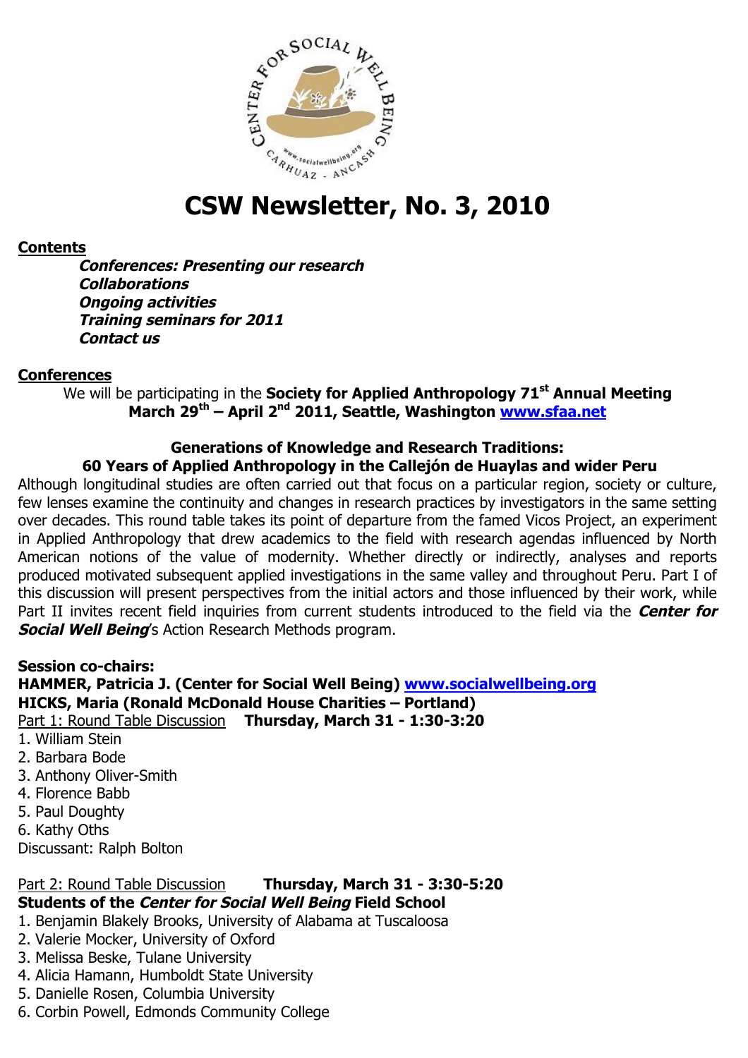# CSW Newsletter, No. 3, 2010

**Contents**

***Conferences: Presenting our research***
***Collaborations***
***Ongoing activities***
***Training seminars for 2011***
***Contact us***

**Conferences**

We will be participating in the **Society for Applied Anthropology 71st Annual Meeting March 29th – April 2nd 2011, Seattle, Washington www.sfaa.net**

### Generations of Knowledge and Research Traditions: 60 Years of Applied Anthropology in the Callejón de Huaylas and wider Peru

Although longitudinal studies are often carried out that focus on a particular region, society or culture, few lenses examine the continuity and changes in research practices by investigators in the same setting over decades. This round table takes its point of departure from the famed Vicos Project, an experiment in Applied Anthropology that drew academics to the field with research agendas influenced by North American notions of the value of modernity. Whether directly or indirectly, analyses and reports produced motivated subsequent applied investigations in the same valley and throughout Peru. Part I of this discussion will present perspectives from the initial actors and those influenced by their work, while Part II invites recent field inquiries from current students introduced to the field via the ***Center for Social Well Being***'s Action Research Methods program.

**Session co-chairs:**
**HAMMER, Patricia J. (Center for Social Well Being) www.socialwellbeing.org**
**HICKS, Maria (Ronald McDonald House Charities – Portland)**

Part 1: Round Table Discussion **Thursday, March 31 - 1:30-3:20**

1. William Stein
2. Barbara Bode
3. Anthony Oliver-Smith
4. Florence Babb
5. Paul Doughty
6. Kathy Oths

Discussant: Ralph Bolton

Part 2: Round Table Discussion **Thursday, March 31 - 3:30-5:20**

**Students of the *Center for Social Well Being* Field School**

1. Benjamin Blakely Brooks, University of Alabama at Tuscaloosa
2. Valerie Mocker, University of Oxford
3. Melissa Beske, Tulane University
4. Alicia Hamann, Humboldt State University
5. Danielle Rosen, Columbia University
6. Corbin Powell, Edmonds Community College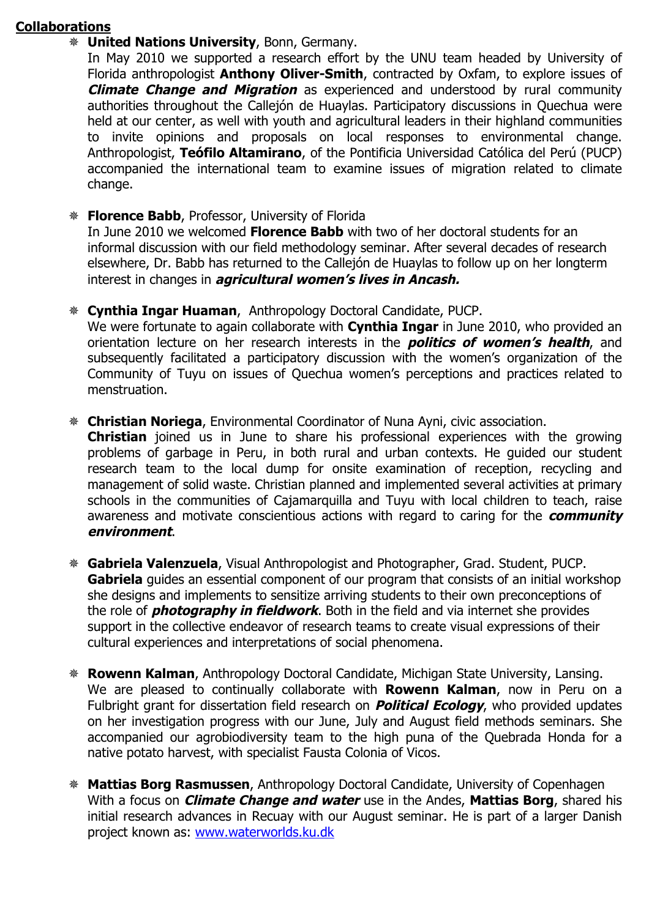**Collaborations**

- **United Nations University**, Bonn, Germany.
  In May 2010 we supported a research effort by the UNU team headed by University of Florida anthropologist **Anthony Oliver-Smith**, contracted by Oxfam, to explore issues of ***Climate Change and Migration*** as experienced and understood by rural community authorities throughout the Callejón de Huaylas. Participatory discussions in Quechua were held at our center, as well with youth and agricultural leaders in their highland communities to invite opinions and proposals on local responses to environmental change. Anthropologist, **Teófilo Altamirano**, of the Pontificia Universidad Católica del Perú (PUCP) accompanied the international team to examine issues of migration related to climate change.

- **Florence Babb**, Professor, University of Florida
  In June 2010 we welcomed **Florence Babb** with two of her doctoral students for an informal discussion with our field methodology seminar. After several decades of research elsewhere, Dr. Babb has returned to the Callejón de Huaylas to follow up on her longterm interest in changes in ***agricultural women's lives in Ancash.***

- **Cynthia Ingar Huaman**, Anthropology Doctoral Candidate, PUCP.
  We were fortunate to again collaborate with **Cynthia Ingar** in June 2010, who provided an orientation lecture on her research interests in the ***politics of women's health***, and subsequently facilitated a participatory discussion with the women's organization of the Community of Tuyu on issues of Quechua women's perceptions and practices related to menstruation.

- **Christian Noriega**, Environmental Coordinator of Nuna Ayni, civic association.
  **Christian** joined us in June to share his professional experiences with the growing problems of garbage in Peru, in both rural and urban contexts. He guided our student research team to the local dump for onsite examination of reception, recycling and management of solid waste. Christian planned and implemented several activities at primary schools in the communities of Cajamarquilla and Tuyu with local children to teach, raise awareness and motivate conscientious actions with regard to caring for the ***community environment***.

- **Gabriela Valenzuela**, Visual Anthropologist and Photographer, Grad. Student, PUCP.
  **Gabriela** guides an essential component of our program that consists of an initial workshop she designs and implements to sensitize arriving students to their own preconceptions of the role of ***photography in fieldwork***. Both in the field and via internet she provides support in the collective endeavor of research teams to create visual expressions of their cultural experiences and interpretations of social phenomena.

- **Rowenn Kalman**, Anthropology Doctoral Candidate, Michigan State University, Lansing.
  We are pleased to continually collaborate with **Rowenn Kalman**, now in Peru on a Fulbright grant for dissertation field research on ***Political Ecology***, who provided updates on her investigation progress with our June, July and August field methods seminars. She accompanied our agrobiodiversity team to the high puna of the Quebrada Honda for a native potato harvest, with specialist Fausta Colonia of Vicos.

- **Mattias Borg Rasmussen**, Anthropology Doctoral Candidate, University of Copenhagen
  With a focus on ***Climate Change and water*** use in the Andes, **Mattias Borg**, shared his initial research advances in Recuay with our August seminar. He is part of a larger Danish project known as: [www.waterworlds.ku.dk](http://www.waterworlds.ku.dk)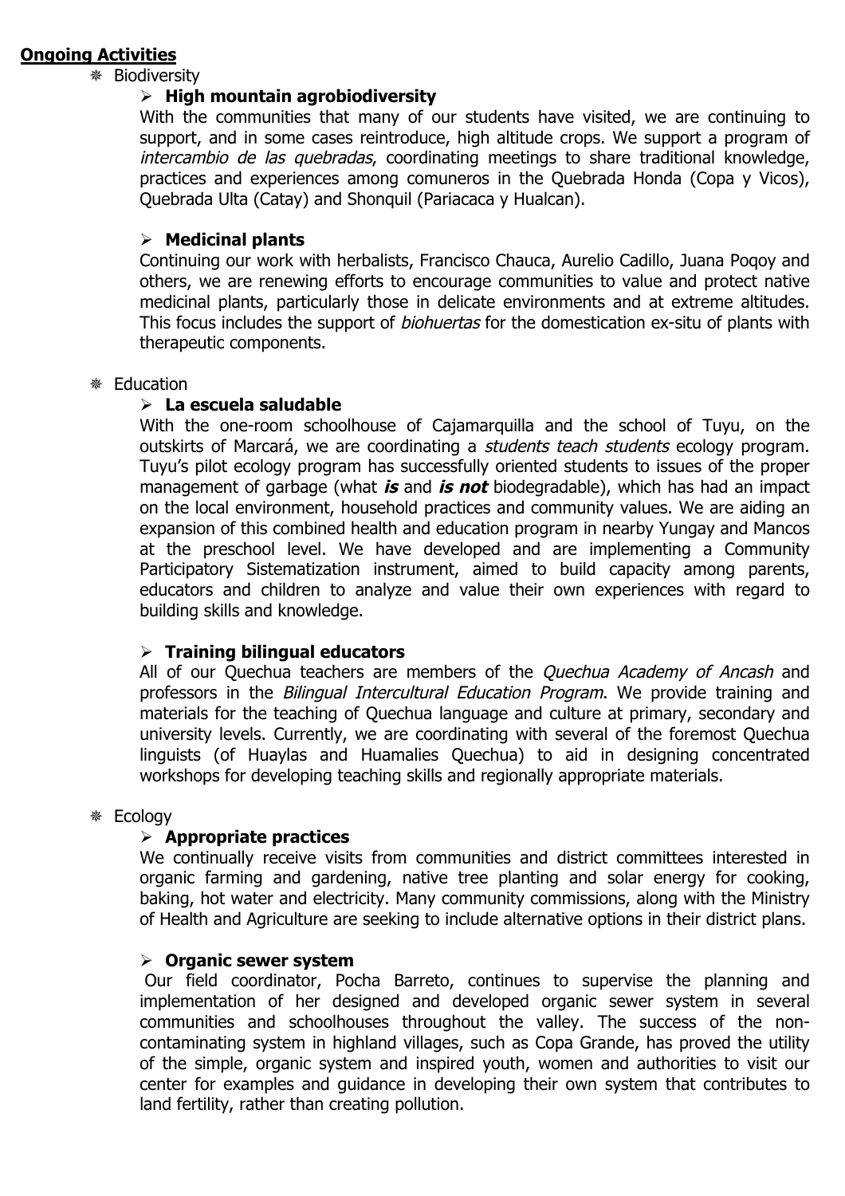**Ongoing Activities**

- Biodiversity
  - **High mountain agrobiodiversity**

    With the communities that many of our students have visited, we are continuing to support, and in some cases reintroduce, high altitude crops. We support a program of *intercambio de las quebradas*, coordinating meetings to share traditional knowledge, practices and experiences among comuneros in the Quebrada Honda (Copa y Vicos), Quebrada Ulta (Catay) and Shonquil (Pariacaca y Hualcan).

  - **Medicinal plants**

    Continuing our work with herbalists, Francisco Chauca, Aurelio Cadillo, Juana Poqoy and others, we are renewing efforts to encourage communities to value and protect native medicinal plants, particularly those in delicate environments and at extreme altitudes. This focus includes the support of *biohuertas* for the domestication ex-situ of plants with therapeutic components.

- Education
  - **La escuela saludable**

    With the one-room schoolhouse of Cajamarquilla and the school of Tuyu, on the outskirts of Marcará, we are coordinating a *students teach students* ecology program. Tuyu's pilot ecology program has successfully oriented students to issues of the proper management of garbage (what ***is*** and ***is not*** biodegradable), which has had an impact on the local environment, household practices and community values. We are aiding an expansion of this combined health and education program in nearby Yungay and Mancos at the preschool level. We have developed and are implementing a Community Participatory Sistematization instrument, aimed to build capacity among parents, educators and children to analyze and value their own experiences with regard to building skills and knowledge.

  - **Training bilingual educators**

    All of our Quechua teachers are members of the *Quechua Academy of Ancash* and professors in the *Bilingual Intercultural Education Program*. We provide training and materials for the teaching of Quechua language and culture at primary, secondary and university levels. Currently, we are coordinating with several of the foremost Quechua linguists (of Huaylas and Huamalies Quechua) to aid in designing concentrated workshops for developing teaching skills and regionally appropriate materials.

- Ecology
  - **Appropriate practices**

    We continually receive visits from communities and district committees interested in organic farming and gardening, native tree planting and solar energy for cooking, baking, hot water and electricity. Many community commissions, along with the Ministry of Health and Agriculture are seeking to include alternative options in their district plans.

  - **Organic sewer system**

    Our field coordinator, Pocha Barreto, continues to supervise the planning and implementation of her designed and developed organic sewer system in several communities and schoolhouses throughout the valley. The success of the non-contaminating system in highland villages, such as Copa Grande, has proved the utility of the simple, organic system and inspired youth, women and authorities to visit our center for examples and guidance in developing their own system that contributes to land fertility, rather than creating pollution.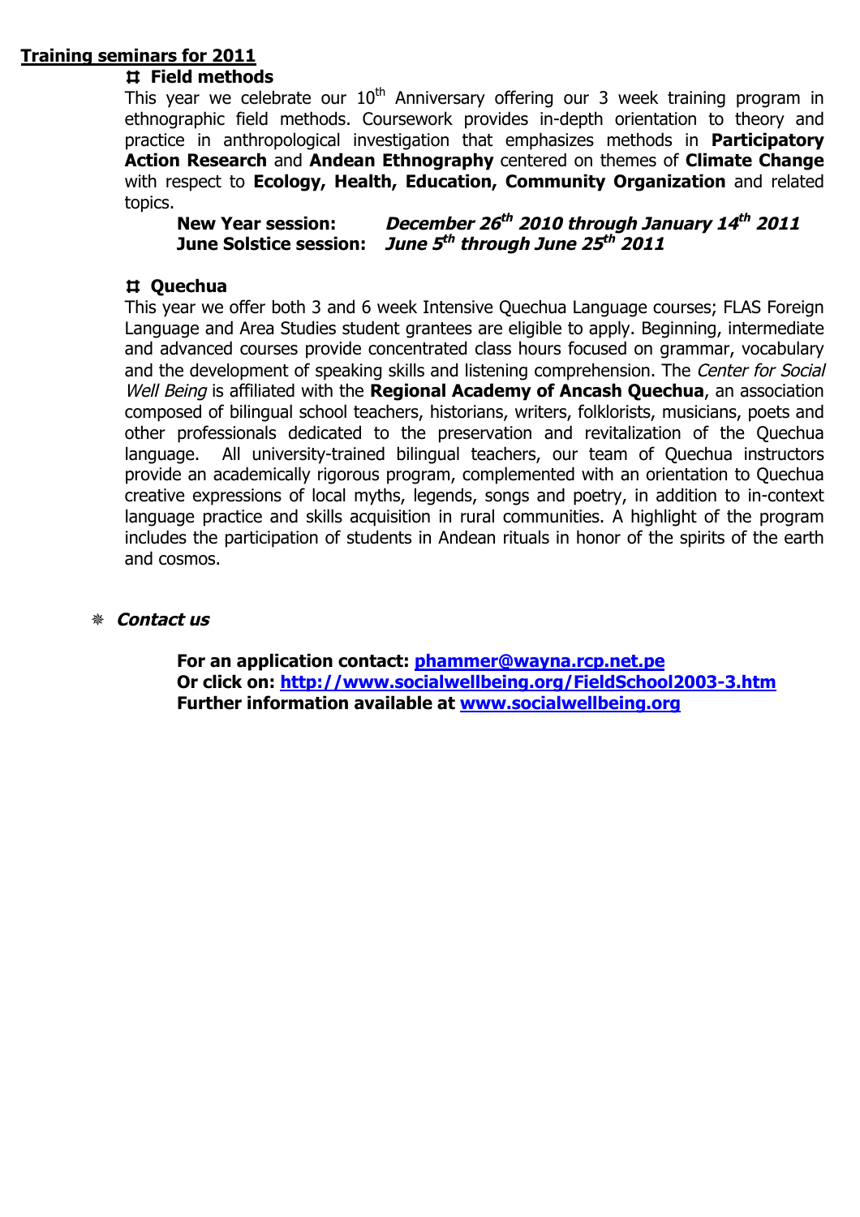## Training seminars for 2011

### ⌗ Field methods

This year we celebrate our 10th Anniversary offering our 3 week training program in ethnographic field methods. Coursework provides in-depth orientation to theory and practice in anthropological investigation that emphasizes methods in **Participatory Action Research** and **Andean Ethnography** centered on themes of **Climate Change** with respect to **Ecology, Health, Education, Community Organization** and related topics.

**New Year session:** ***December 26th 2010 through January 14th 2011***
**June Solstice session:** ***June 5th through June 25th 2011***

### ⌗ Quechua

This year we offer both 3 and 6 week Intensive Quechua Language courses; FLAS Foreign Language and Area Studies student grantees are eligible to apply. Beginning, intermediate and advanced courses provide concentrated class hours focused on grammar, vocabulary and the development of speaking skills and listening comprehension. The *Center for Social Well Being* is affiliated with the **Regional Academy of Ancash Quechua**, an association composed of bilingual school teachers, historians, writers, folklorists, musicians, poets and other professionals dedicated to the preservation and revitalization of the Quechua language. All university-trained bilingual teachers, our team of Quechua instructors provide an academically rigorous program, complemented with an orientation to Quechua creative expressions of local myths, legends, songs and poetry, in addition to in-context language practice and skills acquisition in rural communities. A highlight of the program includes the participation of students in Andean rituals in honor of the spirits of the earth and cosmos.

### ❋ *Contact us*

**For an application contact: phammer@wayna.rcp.net.pe**
**Or click on: http://www.socialwellbeing.org/FieldSchool2003-3.htm**
**Further information available at www.socialwellbeing.org**